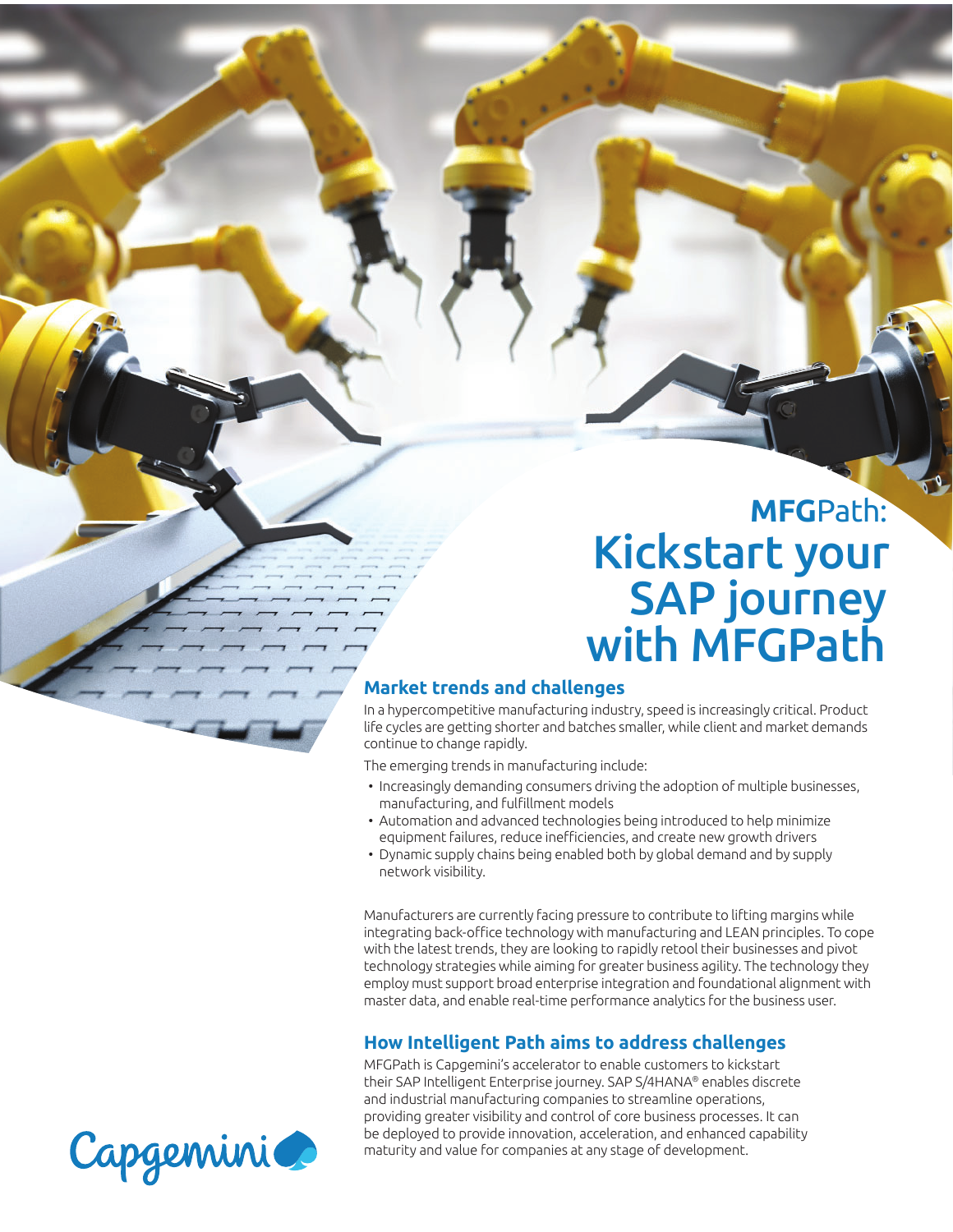# **MFG**Path: Kickstart your SAP journey with MFGPath

## Market trends and challenges

In a hypercompetitive manufacturing industry, speed is increasingly critical. Product life cycles are getting shorter and batches smaller, while client and market demands continue to change rapidly.

The emerging trends in manufacturing include:

- Increasingly demanding consumers driving the adoption of multiple businesses, manufacturing, and fulfillment models
- Automation and advanced technologies being introduced to help minimize equipment failures, reduce inefficiencies, and create new growth drivers
- Dynamic supply chains being enabled both by global demand and by supply network visibility.

Manufacturers are currently facing pressure to contribute to lifting margins while integrating back-office technology with manufacturing and LEAN principles. To cope with the latest trends, they are looking to rapidly retool their businesses and pivot technology strategies while aiming for greater business agility. The technology they employ must support broad enterprise integration and foundational alignment with master data, and enable real-time performance analytics for the business user.

## How Intelligent Path aims to address challenges

MFGPath is Capgemini's accelerator to enable customers to kickstart their SAP Intelligent Enterprise journey. SAP S/4HANA® enables discrete and industrial manufacturing companies to streamline operations, providing greater visibility and control of core business processes. It can be deployed to provide innovation, acceleration, and enhanced capability maturity and value for companies at any stage of development.

Capgemini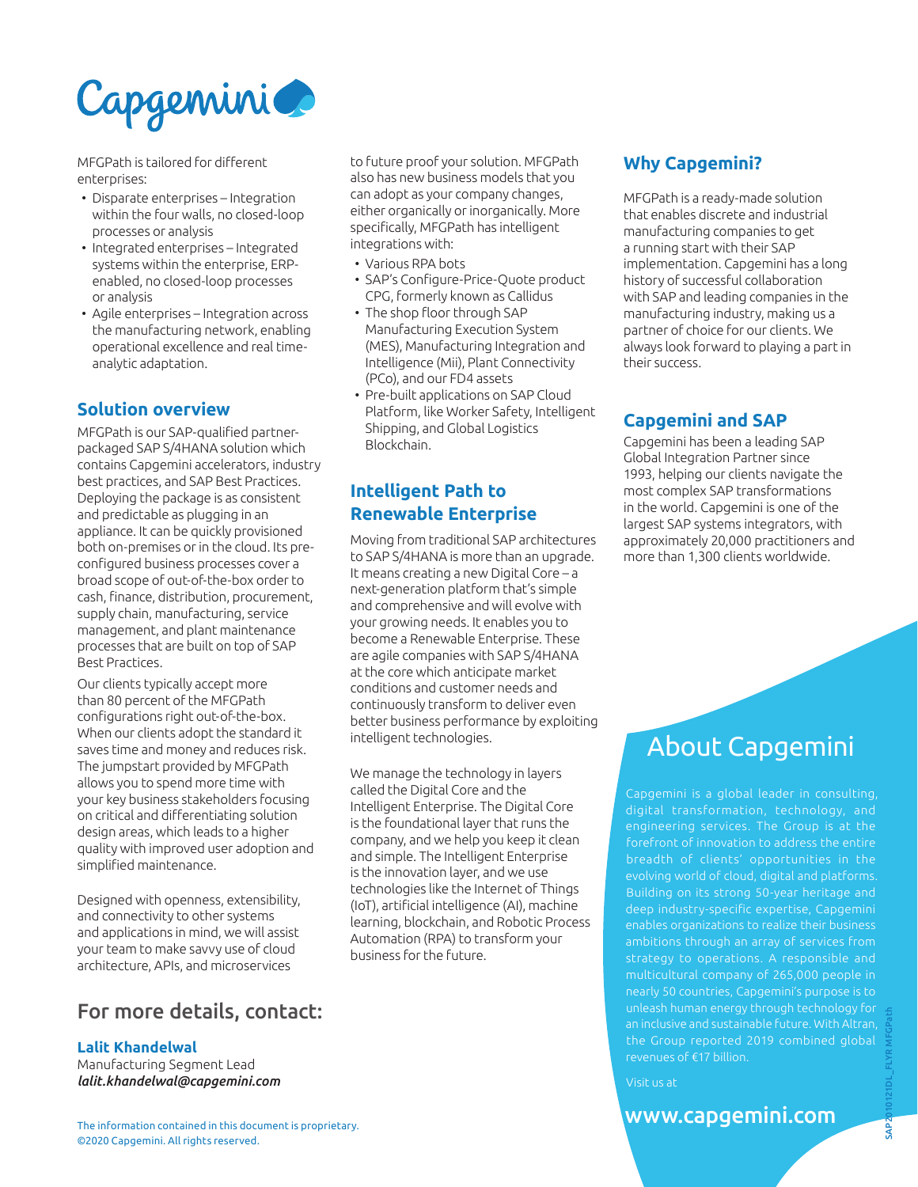MFGPath is tailored for different enterprises:

- Disparate enterprises – Integration within the four walls, no closed-loop processes or analysis
- Integrated enterprises – Integrated systems within the enterprise, ERP-enabled, no closed-loop processes or analysis
- Agile enterprises – Integration across the manufacturing network, enabling operational excellence and real time-analytic adaptation.

## Solution overview

MFGPath is our SAP-qualified partner-packaged SAP S/4HANA solution which contains Capgemini accelerators, industry best practices, and SAP Best Practices. Deploying the package is as consistent and predictable as plugging in an appliance. It can be quickly provisioned both on-premises or in the cloud. Its pre-configured business processes cover a broad scope of out-of-the-box order to cash, finance, distribution, procurement, supply chain, manufacturing, service management, and plant maintenance processes that are built on top of SAP Best Practices.

Our clients typically accept more than 80 percent of the MFGPath configurations right out-of-the-box. When our clients adopt the standard it saves time and money and reduces risk. The jumpstart provided by MFGPath allows you to spend more time with your key business stakeholders focusing on critical and differentiating solution design areas, which leads to a higher quality with improved user adoption and simplified maintenance.

Designed with openness, extensibility, and connectivity to other systems and applications in mind, we will assist your team to make savvy use of cloud architecture, APIs, and microservices to future proof your solution. MFGPath also has new business models that you can adopt as your company changes, either organically or inorganically. More specifically, MFGPath has intelligent integrations with:

- Various RPA bots
- SAP's Configure-Price-Quote product CPG, formerly known as Callidus
- The shop floor through SAP Manufacturing Execution System (MES), Manufacturing Integration and Intelligence (Mii), Plant Connectivity (PCo), and our FD4 assets
- Pre-built applications on SAP Cloud Platform, like Worker Safety, Intelligent Shipping, and Global Logistics Blockchain.

## Intelligent Path to Renewable Enterprise

Moving from traditional SAP architectures to SAP S/4HANA is more than an upgrade. It means creating a new Digital Core – a next-generation platform that's simple and comprehensive and will evolve with your growing needs. It enables you to become a Renewable Enterprise. These are agile companies with SAP S/4HANA at the core which anticipate market conditions and customer needs and continuously transform to deliver even better business performance by exploiting intelligent technologies.

We manage the technology in layers called the Digital Core and the Intelligent Enterprise. The Digital Core is the foundational layer that runs the company, and we help you keep it clean and simple. The Intelligent Enterprise is the innovation layer, and we use technologies like the Internet of Things (IoT), artificial intelligence (AI), machine learning, blockchain, and Robotic Process Automation (RPA) to transform your business for the future.

## Why Capgemini?

MFGPath is a ready-made solution that enables discrete and industrial manufacturing companies to get a running start with their SAP implementation. Capgemini has a long history of successful collaboration with SAP and leading companies in the manufacturing industry, making us a partner of choice for our clients. We always look forward to playing a part in their success.

## Capgemini and SAP

Capgemini has been a leading SAP Global Integration Partner since 1993, helping our clients navigate the most complex SAP transformations in the world. Capgemini is one of the largest SAP systems integrators, with approximately 20,000 practitioners and more than 1,300 clients worldwide.

## For more details, contact:

**Lalit Khandelwal**
Manufacturing Segment Lead
***lalit.khandelwal@capgemini.com***

## About Capgemini

Capgemini is a global leader in consulting, digital transformation, technology, and engineering services. The Group is at the forefront of innovation to address the entire breadth of clients' opportunities in the evolving world of cloud, digital and platforms. Building on its strong 50-year heritage and deep industry-specific expertise, Capgemini enables organizations to realize their business ambitions through an array of services from strategy to operations. A responsible and multicultural company of 265,000 people in nearly 50 countries, Capgemini's purpose is to unleash human energy through technology for an inclusive and sustainable future. With Altran, the Group reported 2019 combined global revenues of €17 billion.

Visit us at

**www.capgemini.com**

The information contained in this document is proprietary.
©2020 Capgemini. All rights reserved.

SAP20101201DL_FLYR MFGPath